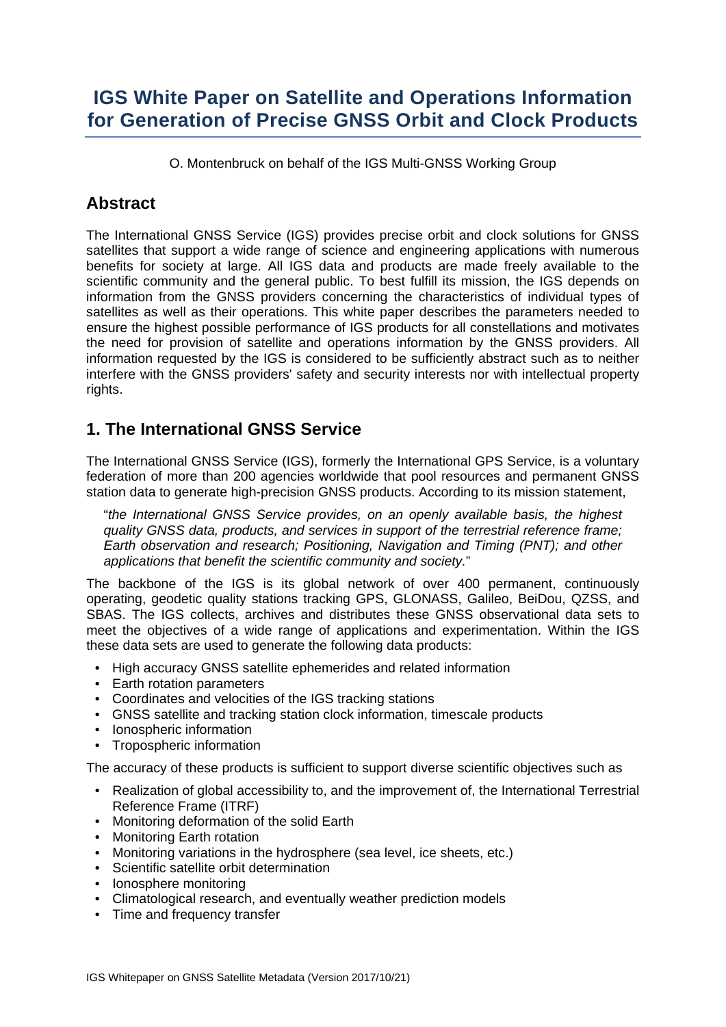# IGS White Paper on Satellite and Operations Information for Generation of Precise GNSS Orbit and Clock Products

O. Montenbruck on behalf of the IGS Multi-GNSS Working Group

## Abstract

The International GNSS Service (IGS) provides precise orbit and clock solutions for GNSS satellites that support a wide range of science and engineering applications with numerous benefits for society at large. All IGS data and products are made freely available to the scientific community and the general public. To best fulfill its mission, the IGS depends on information from the GNSS providers concerning the characteristics of individual types of satellites as well as their operations. This white paper describes the parameters needed to ensure the highest possible performance of IGS products for all constellations and motivates the need for provision of satellite and operations information by the GNSS providers. All information requested by the IGS is considered to be sufficiently abstract such as to neither interfere with the GNSS providers' safety and security interests nor with intellectual property rights.

## 1. The International GNSS Service

The International GNSS Service (IGS), formerly the International GPS Service, is a voluntary federation of more than 200 agencies worldwide that pool resources and permanent GNSS station data to generate high-precision GNSS products. According to its mission statement,

> "*the International GNSS Service provides, on an openly available basis, the highest quality GNSS data, products, and services in support of the terrestrial reference frame; Earth observation and research; Positioning, Navigation and Timing (PNT); and other applications that benefit the scientific community and society.*"

The backbone of the IGS is its global network of over 400 permanent, continuously operating, geodetic quality stations tracking GPS, GLONASS, Galileo, BeiDou, QZSS, and SBAS. The IGS collects, archives and distributes these GNSS observational data sets to meet the objectives of a wide range of applications and experimentation. Within the IGS these data sets are used to generate the following data products:

- High accuracy GNSS satellite ephemerides and related information
- Earth rotation parameters
- Coordinates and velocities of the IGS tracking stations
- GNSS satellite and tracking station clock information, timescale products
- Ionospheric information
- Tropospheric information

The accuracy of these products is sufficient to support diverse scientific objectives such as

- Realization of global accessibility to, and the improvement of, the International Terrestrial Reference Frame (ITRF)
- Monitoring deformation of the solid Earth
- Monitoring Earth rotation
- Monitoring variations in the hydrosphere (sea level, ice sheets, etc.)
- Scientific satellite orbit determination
- Ionosphere monitoring
- Climatological research, and eventually weather prediction models
- Time and frequency transfer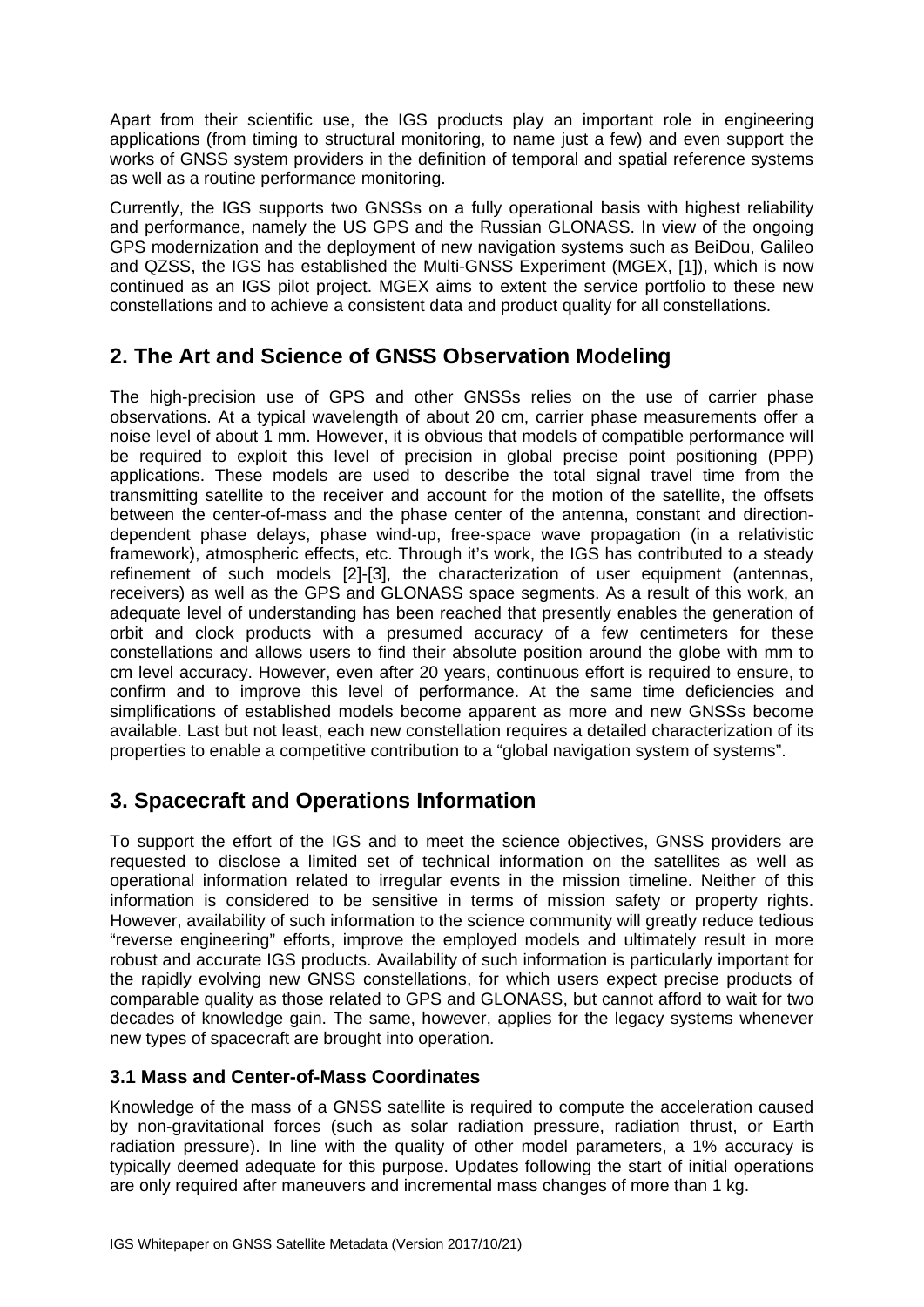Apart from their scientific use, the IGS products play an important role in engineering applications (from timing to structural monitoring, to name just a few) and even support the works of GNSS system providers in the definition of temporal and spatial reference systems as well as a routine performance monitoring.

Currently, the IGS supports two GNSSs on a fully operational basis with highest reliability and performance, namely the US GPS and the Russian GLONASS. In view of the ongoing GPS modernization and the deployment of new navigation systems such as BeiDou, Galileo and QZSS, the IGS has established the Multi-GNSS Experiment (MGEX, [1]), which is now continued as an IGS pilot project. MGEX aims to extent the service portfolio to these new constellations and to achieve a consistent data and product quality for all constellations.

## 2. The Art and Science of GNSS Observation Modeling

The high-precision use of GPS and other GNSSs relies on the use of carrier phase observations. At a typical wavelength of about 20 cm, carrier phase measurements offer a noise level of about 1 mm. However, it is obvious that models of compatible performance will be required to exploit this level of precision in global precise point positioning (PPP) applications. These models are used to describe the total signal travel time from the transmitting satellite to the receiver and account for the motion of the satellite, the offsets between the center-of-mass and the phase center of the antenna, constant and direction-dependent phase delays, phase wind-up, free-space wave propagation (in a relativistic framework), atmospheric effects, etc. Through it's work, the IGS has contributed to a steady refinement of such models [2]-[3], the characterization of user equipment (antennas, receivers) as well as the GPS and GLONASS space segments. As a result of this work, an adequate level of understanding has been reached that presently enables the generation of orbit and clock products with a presumed accuracy of a few centimeters for these constellations and allows users to find their absolute position around the globe with mm to cm level accuracy. However, even after 20 years, continuous effort is required to ensure, to confirm and to improve this level of performance. At the same time deficiencies and simplifications of established models become apparent as more and new GNSSs become available. Last but not least, each new constellation requires a detailed characterization of its properties to enable a competitive contribution to a "global navigation system of systems".

## 3. Spacecraft and Operations Information

To support the effort of the IGS and to meet the science objectives, GNSS providers are requested to disclose a limited set of technical information on the satellites as well as operational information related to irregular events in the mission timeline. Neither of this information is considered to be sensitive in terms of mission safety or property rights. However, availability of such information to the science community will greatly reduce tedious "reverse engineering" efforts, improve the employed models and ultimately result in more robust and accurate IGS products. Availability of such information is particularly important for the rapidly evolving new GNSS constellations, for which users expect precise products of comparable quality as those related to GPS and GLONASS, but cannot afford to wait for two decades of knowledge gain. The same, however, applies for the legacy systems whenever new types of spacecraft are brought into operation.

### 3.1 Mass and Center-of-Mass Coordinates

Knowledge of the mass of a GNSS satellite is required to compute the acceleration caused by non-gravitational forces (such as solar radiation pressure, radiation thrust, or Earth radiation pressure). In line with the quality of other model parameters, a 1% accuracy is typically deemed adequate for this purpose. Updates following the start of initial operations are only required after maneuvers and incremental mass changes of more than 1 kg.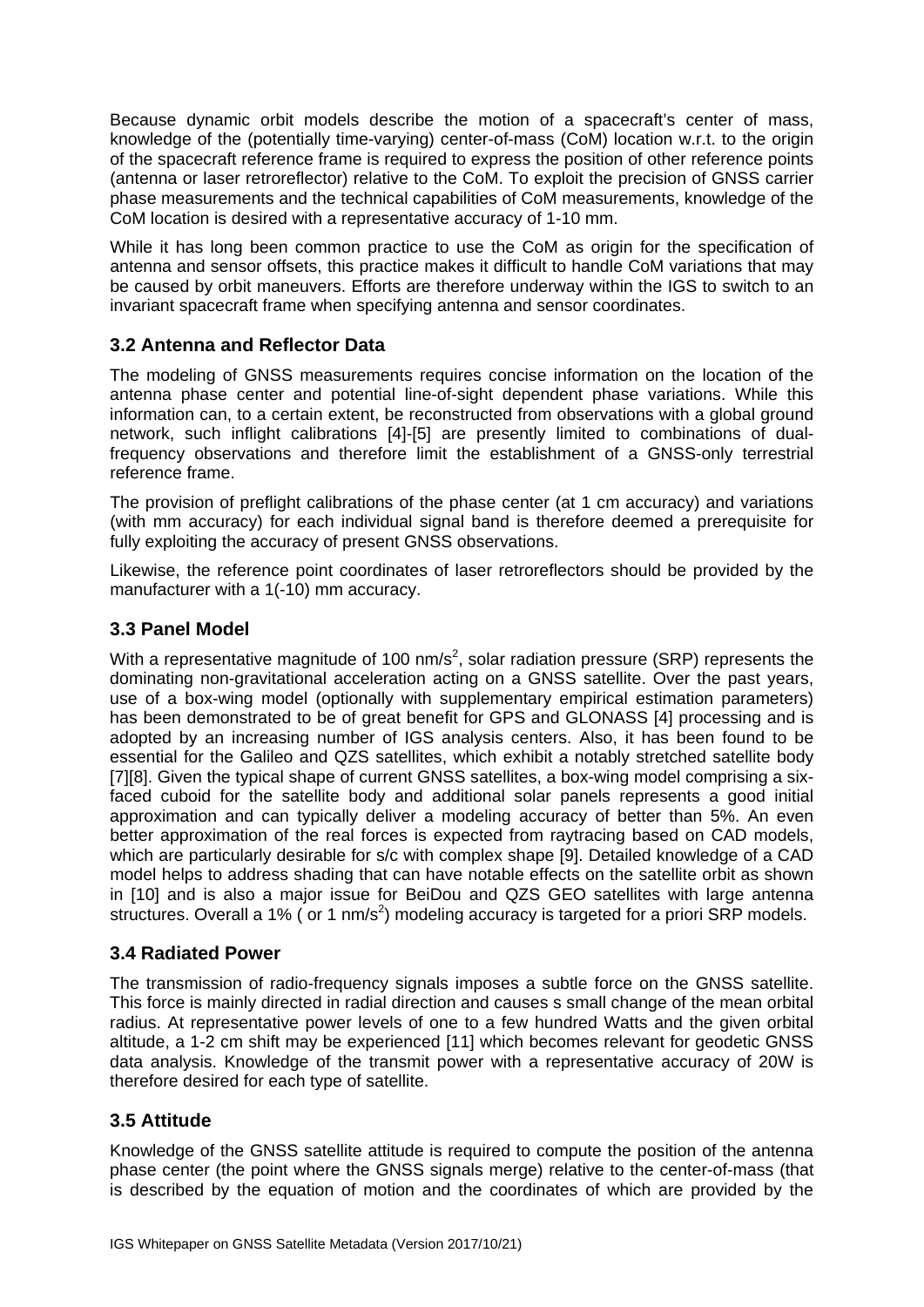Because dynamic orbit models describe the motion of a spacecraft's center of mass, knowledge of the (potentially time-varying) center-of-mass (CoM) location w.r.t. to the origin of the spacecraft reference frame is required to express the position of other reference points (antenna or laser retroreflector) relative to the CoM. To exploit the precision of GNSS carrier phase measurements and the technical capabilities of CoM measurements, knowledge of the CoM location is desired with a representative accuracy of 1-10 mm.

While it has long been common practice to use the CoM as origin for the specification of antenna and sensor offsets, this practice makes it difficult to handle CoM variations that may be caused by orbit maneuvers. Efforts are therefore underway within the IGS to switch to an invariant spacecraft frame when specifying antenna and sensor coordinates.

### 3.2 Antenna and Reflector Data

The modeling of GNSS measurements requires concise information on the location of the antenna phase center and potential line-of-sight dependent phase variations. While this information can, to a certain extent, be reconstructed from observations with a global ground network, such inflight calibrations [4]-[5] are presently limited to combinations of dual-frequency observations and therefore limit the establishment of a GNSS-only terrestrial reference frame.

The provision of preflight calibrations of the phase center (at 1 cm accuracy) and variations (with mm accuracy) for each individual signal band is therefore deemed a prerequisite for fully exploiting the accuracy of present GNSS observations.

Likewise, the reference point coordinates of laser retroreflectors should be provided by the manufacturer with a 1(-10) mm accuracy.

### 3.3 Panel Model

With a representative magnitude of 100 nm/s$^2$, solar radiation pressure (SRP) represents the dominating non-gravitational acceleration acting on a GNSS satellite. Over the past years, use of a box-wing model (optionally with supplementary empirical estimation parameters) has been demonstrated to be of great benefit for GPS and GLONASS [4] processing and is adopted by an increasing number of IGS analysis centers. Also, it has been found to be essential for the Galileo and QZS satellites, which exhibit a notably stretched satellite body [7][8]. Given the typical shape of current GNSS satellites, a box-wing model comprising a six-faced cuboid for the satellite body and additional solar panels represents a good initial approximation and can typically deliver a modeling accuracy of better than 5%. An even better approximation of the real forces is expected from raytracing based on CAD models, which are particularly desirable for s/c with complex shape [9]. Detailed knowledge of a CAD model helps to address shading that can have notable effects on the satellite orbit as shown in [10] and is also a major issue for BeiDou and QZS GEO satellites with large antenna structures. Overall a 1% ( or 1 nm/s$^2$) modeling accuracy is targeted for a priori SRP models.

### 3.4 Radiated Power

The transmission of radio-frequency signals imposes a subtle force on the GNSS satellite. This force is mainly directed in radial direction and causes s small change of the mean orbital radius. At representative power levels of one to a few hundred Watts and the given orbital altitude, a 1-2 cm shift may be experienced [11] which becomes relevant for geodetic GNSS data analysis. Knowledge of the transmit power with a representative accuracy of 20W is therefore desired for each type of satellite.

### 3.5 Attitude

Knowledge of the GNSS satellite attitude is required to compute the position of the antenna phase center (the point where the GNSS signals merge) relative to the center-of-mass (that is described by the equation of motion and the coordinates of which are provided by the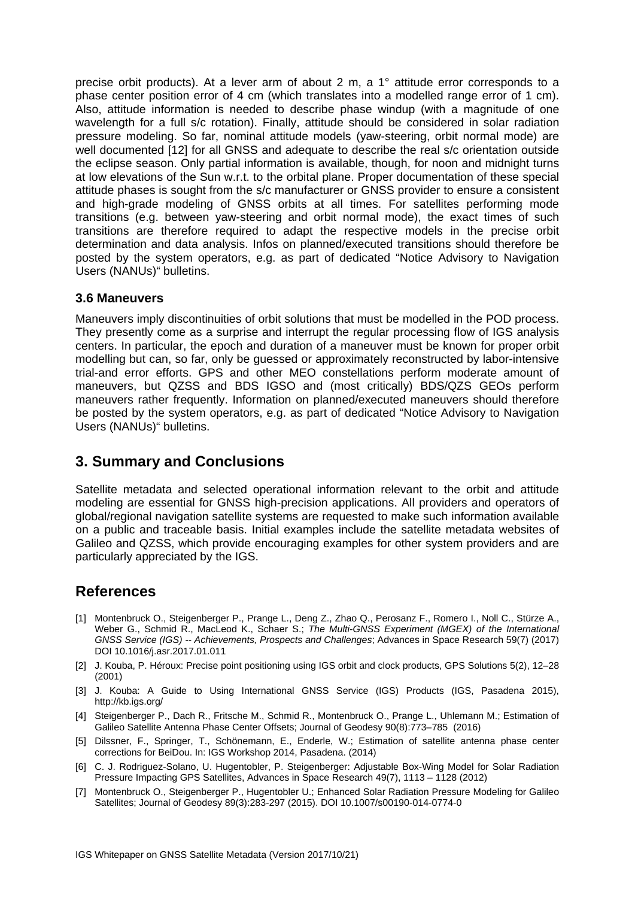precise orbit products). At a lever arm of about 2 m, a 1° attitude error corresponds to a phase center position error of 4 cm (which translates into a modelled range error of 1 cm). Also, attitude information is needed to describe phase windup (with a magnitude of one wavelength for a full s/c rotation). Finally, attitude should be considered in solar radiation pressure modeling. So far, nominal attitude models (yaw-steering, orbit normal mode) are well documented [12] for all GNSS and adequate to describe the real s/c orientation outside the eclipse season. Only partial information is available, though, for noon and midnight turns at low elevations of the Sun w.r.t. to the orbital plane. Proper documentation of these special attitude phases is sought from the s/c manufacturer or GNSS provider to ensure a consistent and high-grade modeling of GNSS orbits at all times. For satellites performing mode transitions (e.g. between yaw-steering and orbit normal mode), the exact times of such transitions are therefore required to adapt the respective models in the precise orbit determination and data analysis. Infos on planned/executed transitions should therefore be posted by the system operators, e.g. as part of dedicated "Notice Advisory to Navigation Users (NANUs)" bulletins.

### 3.6 Maneuvers

Maneuvers imply discontinuities of orbit solutions that must be modelled in the POD process. They presently come as a surprise and interrupt the regular processing flow of IGS analysis centers. In particular, the epoch and duration of a maneuver must be known for proper orbit modelling but can, so far, only be guessed or approximately reconstructed by labor-intensive trial-and error efforts. GPS and other MEO constellations perform moderate amount of maneuvers, but QZSS and BDS IGSO and (most critically) BDS/QZS GEOs perform maneuvers rather frequently. Information on planned/executed maneuvers should therefore be posted by the system operators, e.g. as part of dedicated "Notice Advisory to Navigation Users (NANUs)" bulletins.

## 3. Summary and Conclusions

Satellite metadata and selected operational information relevant to the orbit and attitude modeling are essential for GNSS high-precision applications. All providers and operators of global/regional navigation satellite systems are requested to make such information available on a public and traceable basis. Initial examples include the satellite metadata websites of Galileo and QZSS, which provide encouraging examples for other system providers and are particularly appreciated by the IGS.

## References

[1] Montenbruck O., Steigenberger P., Prange L., Deng Z., Zhao Q., Perosanz F., Romero I., Noll C., Stürze A., Weber G., Schmid R., MacLeod K., Schaer S.; *The Multi-GNSS Experiment (MGEX) of the International GNSS Service (IGS) -- Achievements, Prospects and Challenges*; Advances in Space Research 59(7) (2017) DOI 10.1016/j.asr.2017.01.011

[2] J. Kouba, P. Héroux: Precise point positioning using IGS orbit and clock products, GPS Solutions 5(2), 12–28 (2001)

[3] J. Kouba: A Guide to Using International GNSS Service (IGS) Products (IGS, Pasadena 2015), http://kb.igs.org/

[4] Steigenberger P., Dach R., Fritsche M., Schmid R., Montenbruck O., Prange L., Uhlemann M.; Estimation of Galileo Satellite Antenna Phase Center Offsets; Journal of Geodesy 90(8):773–785 (2016)

[5] Dilssner, F., Springer, T., Schönemann, E., Enderle, W.; Estimation of satellite antenna phase center corrections for BeiDou. In: IGS Workshop 2014, Pasadena. (2014)

[6] C. J. Rodriguez-Solano, U. Hugentobler, P. Steigenberger: Adjustable Box-Wing Model for Solar Radiation Pressure Impacting GPS Satellites, Advances in Space Research 49(7), 1113 – 1128 (2012)

[7] Montenbruck O., Steigenberger P., Hugentobler U.; Enhanced Solar Radiation Pressure Modeling for Galileo Satellites; Journal of Geodesy 89(3):283-297 (2015). DOI 10.1007/s00190-014-0774-0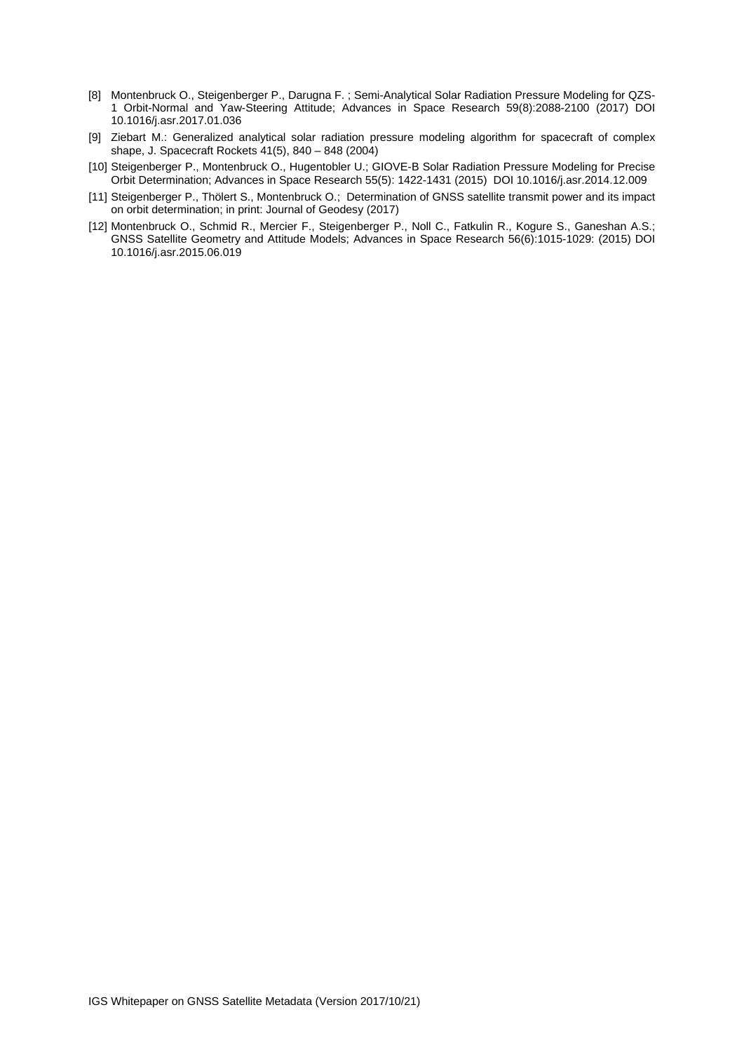[8] Montenbruck O., Steigenberger P., Darugna F. ; Semi-Analytical Solar Radiation Pressure Modeling for QZS-1 Orbit-Normal and Yaw-Steering Attitude; Advances in Space Research 59(8):2088-2100 (2017) DOI 10.1016/j.asr.2017.01.036

[9] Ziebart M.: Generalized analytical solar radiation pressure modeling algorithm for spacecraft of complex shape, J. Spacecraft Rockets 41(5), 840 – 848 (2004)

[10] Steigenberger P., Montenbruck O., Hugentobler U.; GIOVE-B Solar Radiation Pressure Modeling for Precise Orbit Determination; Advances in Space Research 55(5): 1422-1431 (2015) DOI 10.1016/j.asr.2014.12.009

[11] Steigenberger P., Thölert S., Montenbruck O.; Determination of GNSS satellite transmit power and its impact on orbit determination; in print: Journal of Geodesy (2017)

[12] Montenbruck O., Schmid R., Mercier F., Steigenberger P., Noll C., Fatkulin R., Kogure S., Ganeshan A.S.; GNSS Satellite Geometry and Attitude Models; Advances in Space Research 56(6):1015-1029: (2015) DOI 10.1016/j.asr.2015.06.019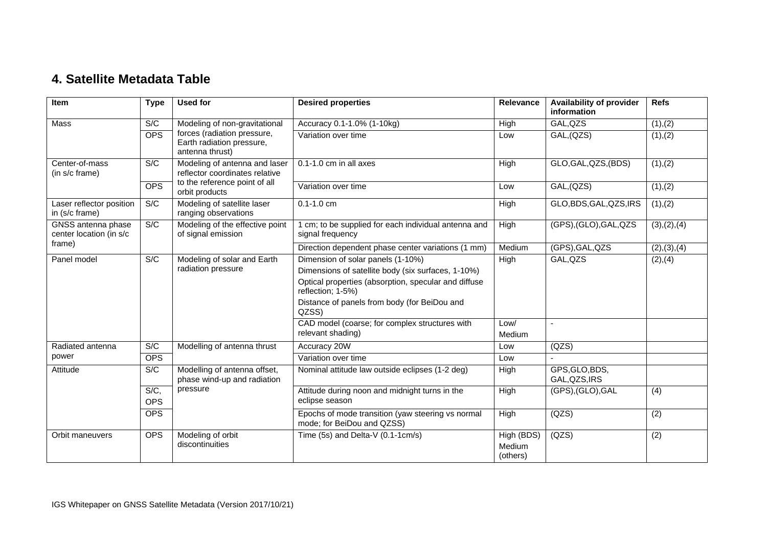## 4. Satellite Metadata Table

| Item | Type | Used for | Desired properties | Relevance | Availability of provider information | Refs |
|---|---|---|---|---|---|---|
| Mass | S/C | Modeling of non-gravitational forces (radiation pressure, Earth radiation pressure, antenna thrust) | Accuracy 0.1-1.0% (1-10kg) | High | GAL,QZS | (1),(2) |
| | OPS | | Variation over time | Low | GAL,(QZS) | (1),(2) |
| Center-of-mass (in s/c frame) | S/C | Modeling of antenna and laser reflector coordinates relative to the reference point of all orbit products | 0.1-1.0 cm in all axes | High | GLO,GAL,QZS,(BDS) | (1),(2) |
| | OPS | | Variation over time | Low | GAL,(QZS) | (1),(2) |
| Laser reflector position in (s/c frame) | S/C | Modeling of satellite laser ranging observations | 0.1-1.0 cm | High | GLO,BDS,GAL,QZS,IRS | (1),(2) |
| GNSS antenna phase center location (in s/c frame) | S/C | Modeling of the effective point of signal emission | 1 cm; to be supplied for each individual antenna and signal frequency | High | (GPS),(GLO),GAL,QZS | (3),(2),(4) |
| | | | Direction dependent phase center variations (1 mm) | Medium | (GPS),GAL,QZS | (2),(3),(4) |
| Panel model | S/C | Modeling of solar and Earth radiation pressure | Dimension of solar panels (1-10%)<br>Dimensions of satellite body (six surfaces, 1-10%)<br>Optical properties (absorption, specular and diffuse reflection; 1-5%)<br>Distance of panels from body (for BeiDou and QZSS) | High | GAL,QZS | (2),(4) |
| | | | CAD model (coarse; for complex structures with relevant shading) | Low/ Medium | - | |
| Radiated antenna power | S/C | Modelling of antenna thrust | Accuracy 20W | Low | (QZS) | |
| | OPS | | Variation over time | Low | - | |
| Attitude | S/C | Modelling of antenna offset, phase wind-up and radiation pressure | Nominal attitude law outside eclipses (1-2 deg) | High | GPS,GLO,BDS, GAL,QZS,IRS | |
| | S/C, OPS | | Attitude during noon and midnight turns in the eclipse season | High | (GPS),(GLO),GAL | (4) |
| | OPS | | Epochs of mode transition (yaw steering vs normal mode; for BeiDou and QZSS) | High | (QZS) | (2) |
| Orbit maneuvers | OPS | Modeling of orbit discontinuities | Time (5s) and Delta-V (0.1-1cm/s) | High (BDS) Medium (others) | (QZS) | (2) |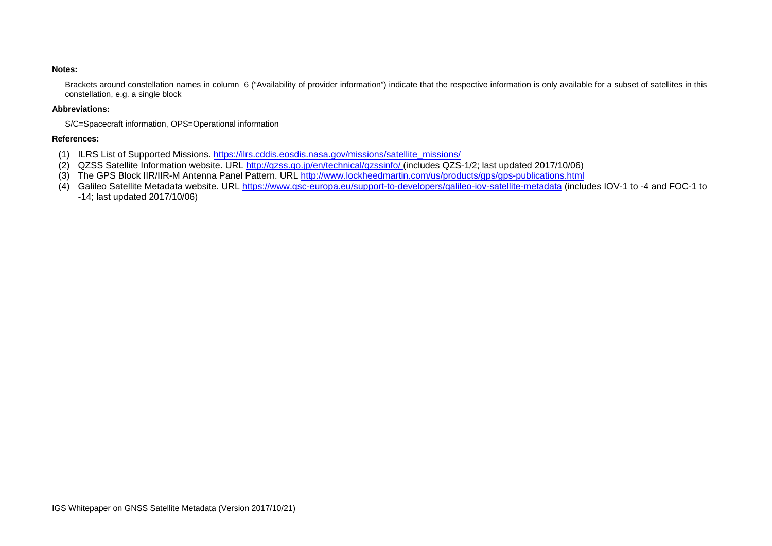**Notes:**

Brackets around constellation names in column 6 ("Availability of provider information") indicate that the respective information is only available for a subset of satellites in this constellation, e.g. a single block

**Abbreviations:**

S/C=Spacecraft information, OPS=Operational information

**References:**

(1) ILRS List of Supported Missions. https://ilrs.cddis.eosdis.nasa.gov/missions/satellite_missions/
(2) QZSS Satellite Information website. URL http://qzss.go.jp/en/technical/qzssinfo/ (includes QZS-1/2; last updated 2017/10/06)
(3) The GPS Block IIR/IIR-M Antenna Panel Pattern. URL http://www.lockheedmartin.com/us/products/gps/gps-publications.html
(4) Galileo Satellite Metadata website. URL https://www.gsc-europa.eu/support-to-developers/galileo-iov-satellite-metadata (includes IOV-1 to -4 and FOC-1 to -14; last updated 2017/10/06)